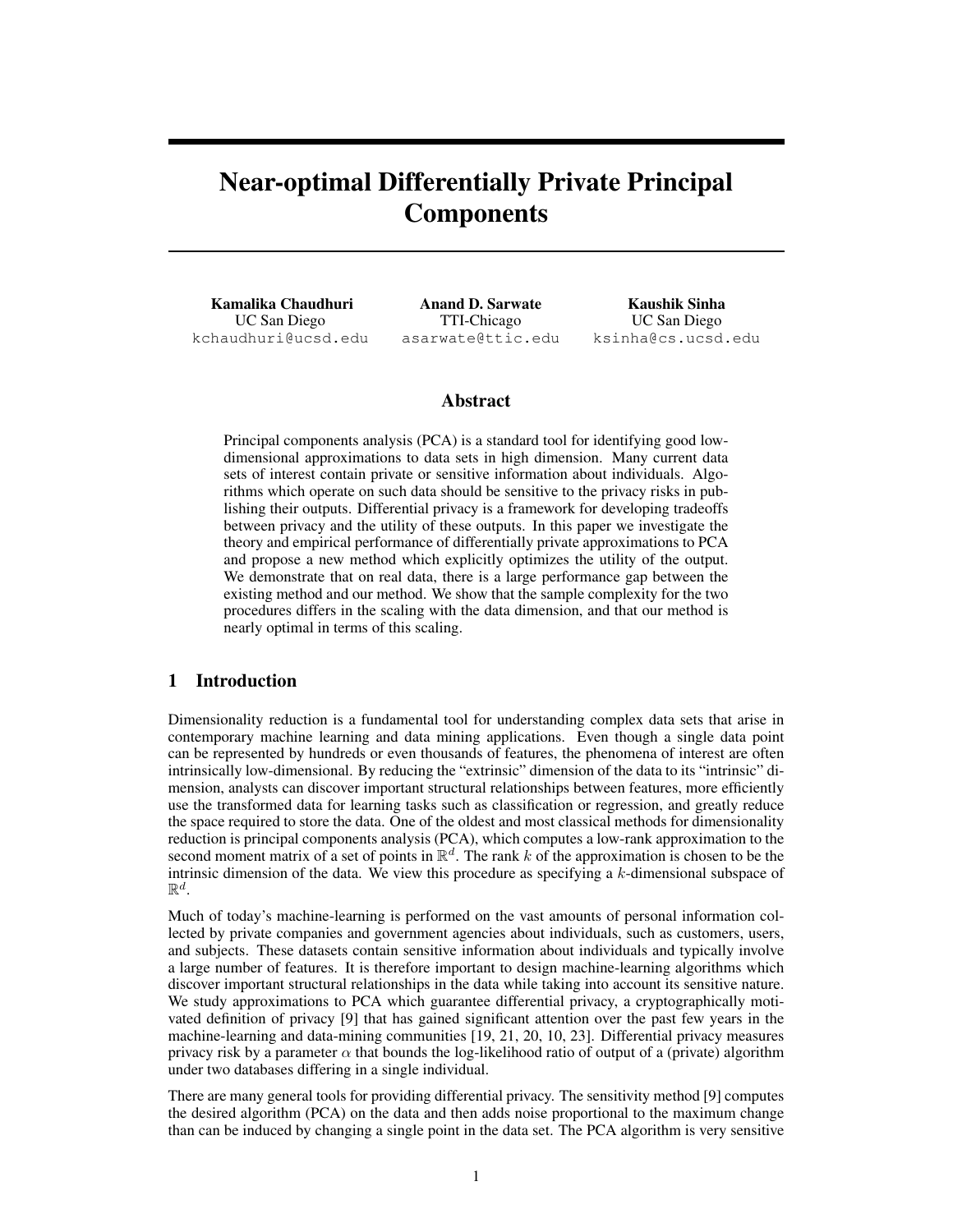# Near-optimal Differentially Private Principal Components

**Kamalika Chaudhuri**
UC San Diego
kchaudhuri@ucsd.edu

**Anand D. Sarwate**
TTI-Chicago
asarwate@ttic.edu

**Kaushik Sinha**
UC San Diego
ksinha@cs.ucsd.edu

## Abstract

Principal components analysis (PCA) is a standard tool for identifying good low-dimensional approximations to data sets in high dimension. Many current data sets of interest contain private or sensitive information about individuals. Algorithms which operate on such data should be sensitive to the privacy risks in publishing their outputs. Differential privacy is a framework for developing tradeoffs between privacy and the utility of these outputs. In this paper we investigate the theory and empirical performance of differentially private approximations to PCA and propose a new method which explicitly optimizes the utility of the output. We demonstrate that on real data, there is a large performance gap between the existing method and our method. We show that the sample complexity for the two procedures differs in the scaling with the data dimension, and that our method is nearly optimal in terms of this scaling.

## 1 Introduction

Dimensionality reduction is a fundamental tool for understanding complex data sets that arise in contemporary machine learning and data mining applications. Even though a single data point can be represented by hundreds or even thousands of features, the phenomena of interest are often intrinsically low-dimensional. By reducing the "extrinsic" dimension of the data to its "intrinsic" dimension, analysts can discover important structural relationships between features, more efficiently use the transformed data for learning tasks such as classification or regression, and greatly reduce the space required to store the data. One of the oldest and most classical methods for dimensionality reduction is principal components analysis (PCA), which computes a low-rank approximation to the second moment matrix of a set of points in $\mathbb{R}^d$. The rank $k$ of the approximation is chosen to be the intrinsic dimension of the data. We view this procedure as specifying a $k$-dimensional subspace of $\mathbb{R}^d$.

Much of today's machine-learning is performed on the vast amounts of personal information collected by private companies and government agencies about individuals, such as customers, users, and subjects. These datasets contain sensitive information about individuals and typically involve a large number of features. It is therefore important to design machine-learning algorithms which discover important structural relationships in the data while taking into account its sensitive nature. We study approximations to PCA which guarantee differential privacy, a cryptographically motivated definition of privacy [9] that has gained significant attention over the past few years in the machine-learning and data-mining communities [19, 21, 20, 10, 23]. Differential privacy measures privacy risk by a parameter $\alpha$ that bounds the log-likelihood ratio of output of a (private) algorithm under two databases differing in a single individual.

There are many general tools for providing differential privacy. The sensitivity method [9] computes the desired algorithm (PCA) on the data and then adds noise proportional to the maximum change than can be induced by changing a single point in the data set. The PCA algorithm is very sensitive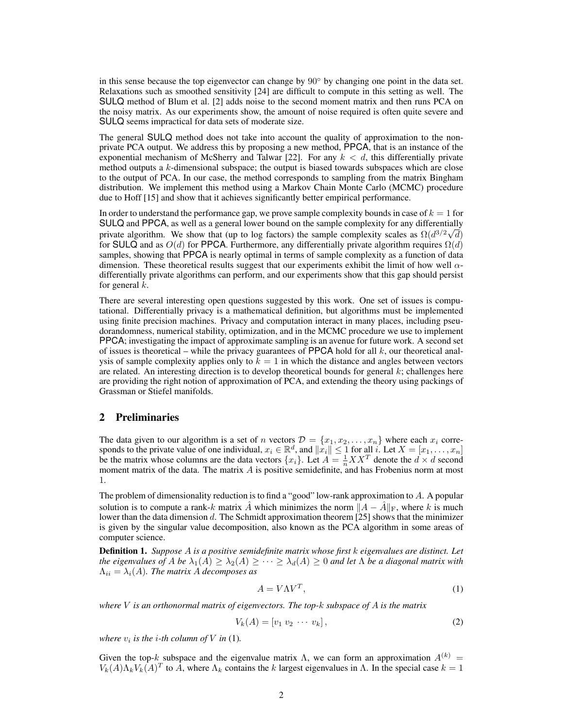in this sense because the top eigenvector can change by $90^\circ$ by changing one point in the data set. Relaxations such as smoothed sensitivity [24] are difficult to compute in this setting as well. The SULQ method of Blum et al. [2] adds noise to the second moment matrix and then runs PCA on the noisy matrix. As our experiments show, the amount of noise required is often quite severe and SULQ seems impractical for data sets of moderate size.

The general SULQ method does not take into account the quality of approximation to the non-private PCA output. We address this by proposing a new method, PPCA, that is an instance of the exponential mechanism of McSherry and Talwar [22]. For any $k < d$, this differentially private method outputs a $k$-dimensional subspace; the output is biased towards subspaces which are close to the output of PCA. In our case, the method corresponds to sampling from the matrix Bingham distribution. We implement this method using a Markov Chain Monte Carlo (MCMC) procedure due to Hoff [15] and show that it achieves significantly better empirical performance.

In order to understand the performance gap, we prove sample complexity bounds in case of $k = 1$ for SULQ and PPCA, as well as a general lower bound on the sample complexity for any differentially private algorithm. We show that (up to log factors) the sample complexity scales as $\Omega(d^{3/2}\sqrt{d})$ for SULQ and as $O(d)$ for PPCA. Furthermore, any differentially private algorithm requires $\Omega(d)$ samples, showing that PPCA is nearly optimal in terms of sample complexity as a function of data dimension. These theoretical results suggest that our experiments exhibit the limit of how well $\alpha$-differentially private algorithms can perform, and our experiments show that this gap should persist for general $k$.

There are several interesting open questions suggested by this work. One set of issues is computational. Differentially privacy is a mathematical definition, but algorithms must be implemented using finite precision machines. Privacy and computation interact in many places, including pseudorandomness, numerical stability, optimization, and in the MCMC procedure we use to implement PPCA; investigating the impact of approximate sampling is an avenue for future work. A second set of issues is theoretical – while the privacy guarantees of PPCA hold for all $k$, our theoretical analysis of sample complexity applies only to $k = 1$ in which the distance and angles between vectors are related. An interesting direction is to develop theoretical bounds for general $k$; challenges here are providing the right notion of approximation of PCA, and extending the theory using packings of Grassman or Stiefel manifolds.

## 2 Preliminaries

The data given to our algorithm is a set of $n$ vectors $\mathcal{D} = \{x_1, x_2, \ldots, x_n\}$ where each $x_i$ corresponds to the private value of one individual, $x_i \in \mathbb{R}^d$, and $\|x_i\| \leq 1$ for all $i$. Let $X = [x_1, \ldots, x_n]$ be the matrix whose columns are the data vectors $\{x_i\}$. Let $A = \frac{1}{n} X X^T$ denote the $d \times d$ second moment matrix of the data. The matrix $A$ is positive semidefinite, and has Frobenius norm at most 1.

The problem of dimensionality reduction is to find a "good" low-rank approximation to $A$. A popular solution is to compute a rank-$k$ matrix $\hat{A}$ which minimizes the norm $\|A - \hat{A}\|_{\mathrm{F}}$, where $k$ is much lower than the data dimension $d$. The Schmidt approximation theorem [25] shows that the minimizer is given by the singular value decomposition, also known as the PCA algorithm in some areas of computer science.

**Definition 1.** *Suppose $A$ is a positive semidefinite matrix whose first $k$ eigenvalues are distinct. Let the eigenvalues of $A$ be $\lambda_1(A) \geq \lambda_2(A) \geq \cdots \geq \lambda_d(A) \geq 0$ and let $\Lambda$ be a diagonal matrix with $\Lambda_{ii} = \lambda_i(A)$. The matrix $A$ decomposes as*

$$A = V \Lambda V^T, \tag{1}$$

*where $V$ is an orthonormal matrix of eigenvectors. The top-$k$ subspace of $A$ is the matrix*

$$V_k(A) = [v_1 \; v_2 \; \cdots \; v_k], \tag{2}$$

*where $v_i$ is the $i$-th column of $V$ in* (1)*.*

Given the top-$k$ subspace and the eigenvalue matrix $\Lambda$, we can form an approximation $A^{(k)} = V_k(A) \Lambda_k V_k(A)^T$ to $A$, where $\Lambda_k$ contains the $k$ largest eigenvalues in $\Lambda$. In the special case $k = 1$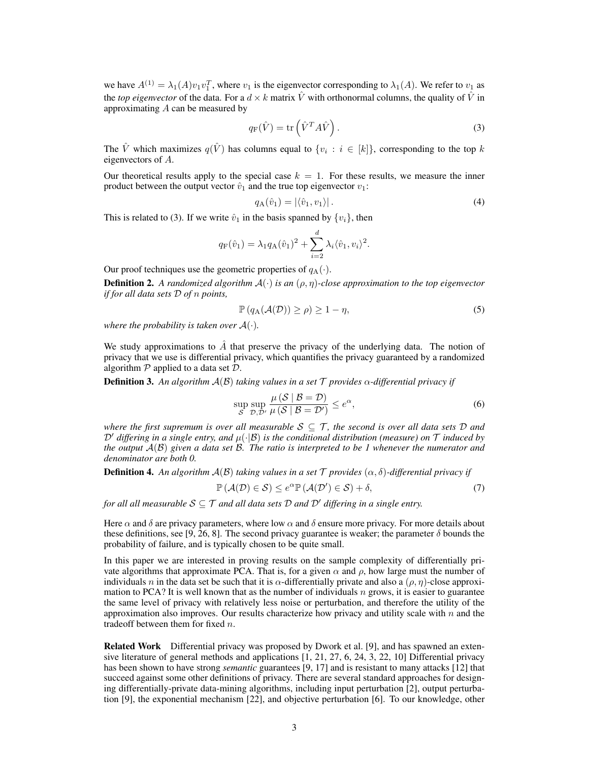we have $A^{(1)} = \lambda_1(A) v_1 v_1^T$, where $v_1$ is the eigenvector corresponding to $\lambda_1(A)$. We refer to $v_1$ as the *top eigenvector* of the data. For a $d \times k$ matrix $\hat{V}$ with orthonormal columns, the quality of $\hat{V}$ in approximating $A$ can be measured by

$$q_{\mathrm{F}}(\hat{V}) = \mathrm{tr}\left(\hat{V}^T A \hat{V}\right). \tag{3}$$

The $\hat{V}$ which maximizes $q(\hat{V})$ has columns equal to $\{v_i : i \in [k]\}$, corresponding to the top $k$ eigenvectors of $A$.

Our theoretical results apply to the special case $k = 1$. For these results, we measure the inner product between the output vector $\hat{v}_1$ and the true top eigenvector $v_1$:

$$q_{\mathrm{A}}(\hat{v}_1) = |\langle \hat{v}_1, v_1 \rangle| . \tag{4}$$

This is related to (3). If we write $\hat{v}_1$ in the basis spanned by $\{v_i\}$, then

$$q_{\mathrm{F}}(\hat{v}_1) = \lambda_1 q_{\mathrm{A}}(\hat{v}_1)^2 + \sum_{i=2}^{d} \lambda_i \langle \hat{v}_1, v_i \rangle^2.$$

Our proof techniques use the geometric properties of $q_{\mathrm{A}}(\cdot)$.

**Definition 2.** *A randomized algorithm $\mathcal{A}(\cdot)$ is an $(\rho, \eta)$-close approximation to the top eigenvector if for all data sets $\mathcal{D}$ of $n$ points,*

$$\mathbb{P}\left(q_{\mathrm{A}}(\mathcal{A}(\mathcal{D})) \geq \rho\right) \geq 1 - \eta, \tag{5}$$

*where the probability is taken over $\mathcal{A}(\cdot)$.*

We study approximations to $\hat{A}$ that preserve the privacy of the underlying data. The notion of privacy that we use is differential privacy, which quantifies the privacy guaranteed by a randomized algorithm $\mathcal{P}$ applied to a data set $\mathcal{D}$.

**Definition 3.** *An algorithm $\mathcal{A}(\mathcal{B})$ taking values in a set $\mathcal{T}$ provides $\alpha$-differential privacy if*

$$\sup_{\mathcal{S}} \sup_{\mathcal{D}, \mathcal{D}'} \frac{\mu\left(\mathcal{S} \mid \mathcal{B} = \mathcal{D}\right)}{\mu\left(\mathcal{S} \mid \mathcal{B} = \mathcal{D}'\right)} \leq e^{\alpha}, \tag{6}$$

*where the first supremum is over all measurable $\mathcal{S} \subseteq \mathcal{T}$, the second is over all data sets $\mathcal{D}$ and $\mathcal{D}'$ differing in a single entry, and $\mu(\cdot|\mathcal{B})$ is the conditional distribution (measure) on $\mathcal{T}$ induced by the output $\mathcal{A}(\mathcal{B})$ given a data set $\mathcal{B}$. The ratio is interpreted to be 1 whenever the numerator and denominator are both 0.*

**Definition 4.** *An algorithm $\mathcal{A}(\mathcal{B})$ taking values in a set $\mathcal{T}$ provides $(\alpha, \delta)$-differential privacy if*

$$\mathbb{P}\left(\mathcal{A}(\mathcal{D}) \in \mathcal{S}\right) \leq e^{\alpha} \mathbb{P}\left(\mathcal{A}(\mathcal{D}') \in \mathcal{S}\right) + \delta, \tag{7}$$

*for all all measurable $\mathcal{S} \subseteq \mathcal{T}$ and all data sets $\mathcal{D}$ and $\mathcal{D}'$ differing in a single entry.*

Here $\alpha$ and $\delta$ are privacy parameters, where low $\alpha$ and $\delta$ ensure more privacy. For more details about these definitions, see [9, 26, 8]. The second privacy guarantee is weaker; the parameter $\delta$ bounds the probability of failure, and is typically chosen to be quite small.

In this paper we are interested in proving results on the sample complexity of differentially private algorithms that approximate PCA. That is, for a given $\alpha$ and $\rho$, how large must the number of individuals $n$ in the data set be such that it is $\alpha$-differentially private and also a $(\rho, \eta)$-close approximation to PCA? It is well known that as the number of individuals $n$ grows, it is easier to guarantee the same level of privacy with relatively less noise or perturbation, and therefore the utility of the approximation also improves. Our results characterize how privacy and utility scale with $n$ and the tradeoff between them for fixed $n$.

**Related Work** Differential privacy was proposed by Dwork et al. [9], and has spawned an extensive literature of general methods and applications [1, 21, 27, 6, 24, 3, 22, 10] Differential privacy has been shown to have strong *semantic* guarantees [9, 17] and is resistant to many attacks [12] that succeed against some other definitions of privacy. There are several standard approaches for designing differentially-private data-mining algorithms, including input perturbation [2], output perturbation [9], the exponential mechanism [22], and objective perturbation [6]. To our knowledge, other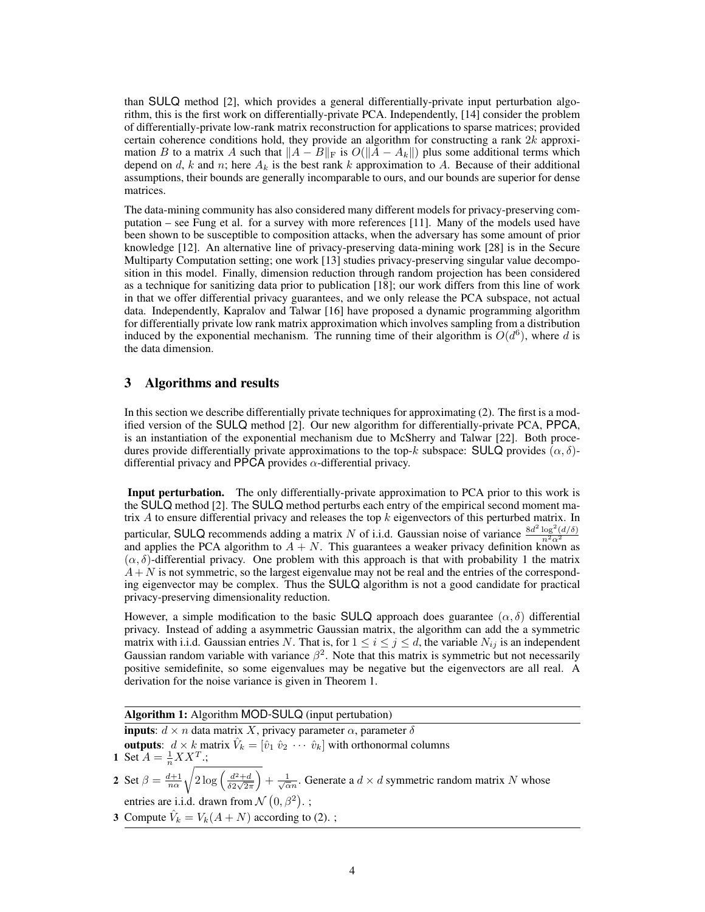than SULQ method [2], which provides a general differentially-private input perturbation algorithm, this is the first work on differentially-private PCA. Independently, [14] consider the problem of differentially-private low-rank matrix reconstruction for applications to sparse matrices; provided certain coherence conditions hold, they provide an algorithm for constructing a rank $2k$ approximation $B$ to a matrix $A$ such that $\|A - B\|_{\mathrm{F}}$ is $O(\|A - A_k\|)$ plus some additional terms which depend on $d$, $k$ and $n$; here $A_k$ is the best rank $k$ approximation to $A$. Because of their additional assumptions, their bounds are generally incomparable to ours, and our bounds are superior for dense matrices.

The data-mining community has also considered many different models for privacy-preserving computation – see Fung et al. for a survey with more references [11]. Many of the models used have been shown to be susceptible to composition attacks, when the adversary has some amount of prior knowledge [12]. An alternative line of privacy-preserving data-mining work [28] is in the Secure Multiparty Computation setting; one work [13] studies privacy-preserving singular value decomposition in this model. Finally, dimension reduction through random projection has been considered as a technique for sanitizing data prior to publication [18]; our work differs from this line of work in that we offer differential privacy guarantees, and we only release the PCA subspace, not actual data. Independently, Kapralov and Talwar [16] have proposed a dynamic programming algorithm for differentially private low rank matrix approximation which involves sampling from a distribution induced by the exponential mechanism. The running time of their algorithm is $O(d^6)$, where $d$ is the data dimension.

## 3 Algorithms and results

In this section we describe differentially private techniques for approximating (2). The first is a modified version of the SULQ method [2]. Our new algorithm for differentially-private PCA, PPCA, is an instantiation of the exponential mechanism due to McSherry and Talwar [22]. Both procedures provide differentially private approximations to the top-$k$ subspace: SULQ provides $(\alpha, \delta)$-differential privacy and PPCA provides $\alpha$-differential privacy.

**Input perturbation.** The only differentially-private approximation to PCA prior to this work is the SULQ method [2]. The SULQ method perturbs each entry of the empirical second moment matrix $A$ to ensure differential privacy and releases the top $k$ eigenvectors of this perturbed matrix. In particular, SULQ recommends adding a matrix $N$ of i.i.d. Gaussian noise of variance $\frac{8d^2 \log^2(d/\delta)}{n^2\alpha^2}$ and applies the PCA algorithm to $A + N$. This guarantees a weaker privacy definition known as $(\alpha, \delta)$-differential privacy. One problem with this approach is that with probability 1 the matrix $A + N$ is not symmetric, so the largest eigenvalue may not be real and the entries of the corresponding eigenvector may be complex. Thus the SULQ algorithm is not a good candidate for practical privacy-preserving dimensionality reduction.

However, a simple modification to the basic SULQ approach does guarantee $(\alpha, \delta)$ differential privacy. Instead of adding a asymmetric Gaussian matrix, the algorithm can add the a symmetric matrix with i.i.d. Gaussian entries $N$. That is, for $1 \le i \le j \le d$, the variable $N_{ij}$ is an independent Gaussian random variable with variance $\beta^2$. Note that this matrix is symmetric but not necessarily positive semidefinite, so some eigenvalues may be negative but the eigenvectors are all real. A derivation for the noise variance is given in Theorem 1.

---

**Algorithm 1:** Algorithm MOD-SULQ (input pertubation)

**inputs**: $d \times n$ data matrix $X$, privacy parameter $\alpha$, parameter $\delta$

**outputs**: $d \times k$ matrix $\hat{V}_k = [\hat{v}_1 \ \hat{v}_2 \ \cdots \ \hat{v}_k]$ with orthonormal columns

1. Set $A = \frac{1}{n} X X^T$.;
2. Set $\beta = \frac{d+1}{n\alpha} \sqrt{2 \log \left( \frac{d^2 + d}{\delta 2 \sqrt{2\pi}} \right)} + \frac{1}{\sqrt{\alpha} n}$. Generate a $d \times d$ symmetric random matrix $N$ whose entries are i.i.d. drawn from $\mathcal{N}\left(0, \beta^2\right)$. ;
3. Compute $\hat{V}_k = V_k(A + N)$ according to (2). ;

---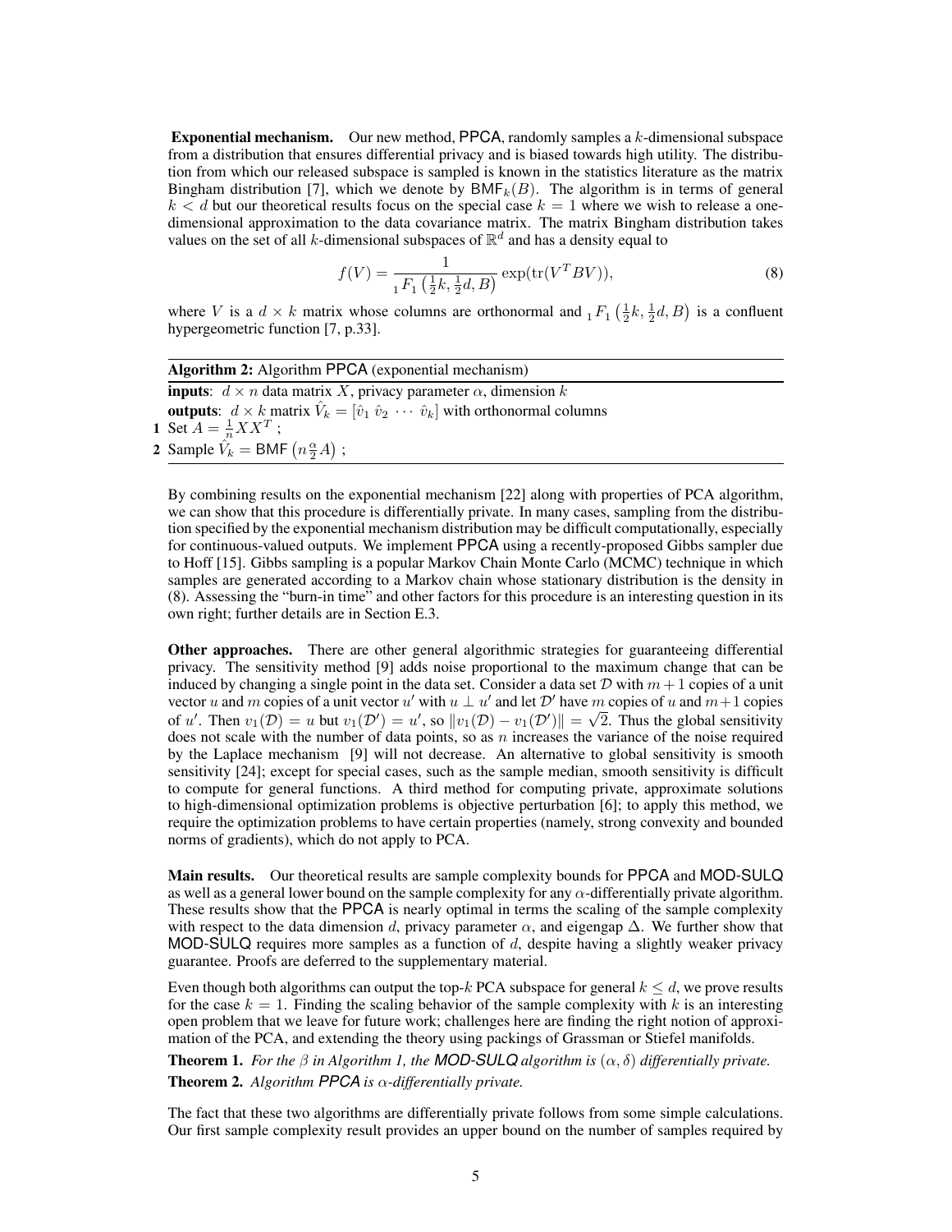**Exponential mechanism.** Our new method, PPCA, randomly samples a $k$-dimensional subspace from a distribution that ensures differential privacy and is biased towards high utility. The distribution from which our released subspace is sampled is known in the statistics literature as the matrix Bingham distribution [7], which we denote by $\mathsf{BMF}_k(B)$. The algorithm is in terms of general $k < d$ but our theoretical results focus on the special case $k = 1$ where we wish to release a one-dimensional approximation to the data covariance matrix. The matrix Bingham distribution takes values on the set of all $k$-dimensional subspaces of $\mathbb{R}^d$ and has a density equal to

$$f(V) = \frac{1}{{}_1F_1\left(\frac{1}{2}k, \frac{1}{2}d, B\right)} \exp(\operatorname{tr}(V^T B V)), \tag{8}$$

where $V$ is a $d \times k$ matrix whose columns are orthonormal and ${}_1F_1\left(\frac{1}{2}k, \frac{1}{2}d, B\right)$ is a confluent hypergeometric function [7, p.33].

**Algorithm 2:** Algorithm PPCA (exponential mechanism)

**inputs**: $d \times n$ data matrix $X$, privacy parameter $\alpha$, dimension $k$

**outputs**: $d \times k$ matrix $\hat{V}_k = [\hat{v}_1 \ \hat{v}_2 \ \cdots \ \hat{v}_k]$ with orthonormal columns

1. Set $A = \frac{1}{n} X X^T$ ;
2. Sample $\hat{V}_k = \mathsf{BMF}\left(n \frac{\alpha}{2} A\right)$ ;

By combining results on the exponential mechanism [22] along with properties of PCA algorithm, we can show that this procedure is differentially private. In many cases, sampling from the distribution specified by the exponential mechanism distribution may be difficult computationally, especially for continuous-valued outputs. We implement PPCA using a recently-proposed Gibbs sampler due to Hoff [15]. Gibbs sampling is a popular Markov Chain Monte Carlo (MCMC) technique in which samples are generated according to a Markov chain whose stationary distribution is the density in (8). Assessing the "burn-in time" and other factors for this procedure is an interesting question in its own right; further details are in Section E.3.

**Other approaches.** There are other general algorithmic strategies for guaranteeing differential privacy. The sensitivity method [9] adds noise proportional to the maximum change that can be induced by changing a single point in the data set. Consider a data set $\mathcal{D}$ with $m+1$ copies of a unit vector $u$ and $m$ copies of a unit vector $u'$ with $u \perp u'$ and let $\mathcal{D}'$ have $m$ copies of $u$ and $m+1$ copies of $u'$. Then $v_1(\mathcal{D}) = u$ but $v_1(\mathcal{D}') = u'$, so $\|v_1(\mathcal{D}) - v_1(\mathcal{D}')\| = \sqrt{2}$. Thus the global sensitivity does not scale with the number of data points, so as $n$ increases the variance of the noise required by the Laplace mechanism [9] will not decrease. An alternative to global sensitivity is smooth sensitivity [24]; except for special cases, such as the sample median, smooth sensitivity is difficult to compute for general functions. A third method for computing private, approximate solutions to high-dimensional optimization problems is objective perturbation [6]; to apply this method, we require the optimization problems to have certain properties (namely, strong convexity and bounded norms of gradients), which do not apply to PCA.

**Main results.** Our theoretical results are sample complexity bounds for PPCA and MOD-SULQ as well as a general lower bound on the sample complexity for any $\alpha$-differentially private algorithm. These results show that the PPCA is nearly optimal in terms the scaling of the sample complexity with respect to the data dimension $d$, privacy parameter $\alpha$, and eigengap $\Delta$. We further show that MOD-SULQ requires more samples as a function of $d$, despite having a slightly weaker privacy guarantee. Proofs are deferred to the supplementary material.

Even though both algorithms can output the top-$k$ PCA subspace for general $k \leq d$, we prove results for the case $k = 1$. Finding the scaling behavior of the sample complexity with $k$ is an interesting open problem that we leave for future work; challenges here are finding the right notion of approximation of the PCA, and extending the theory using packings of Grassman or Stiefel manifolds.

**Theorem 1.** *For the $\beta$ in Algorithm 1, the MOD-SULQ algorithm is $(\alpha, \delta)$ differentially private.*

**Theorem 2.** *Algorithm PPCA is $\alpha$-differentially private.*

The fact that these two algorithms are differentially private follows from some simple calculations. Our first sample complexity result provides an upper bound on the number of samples required by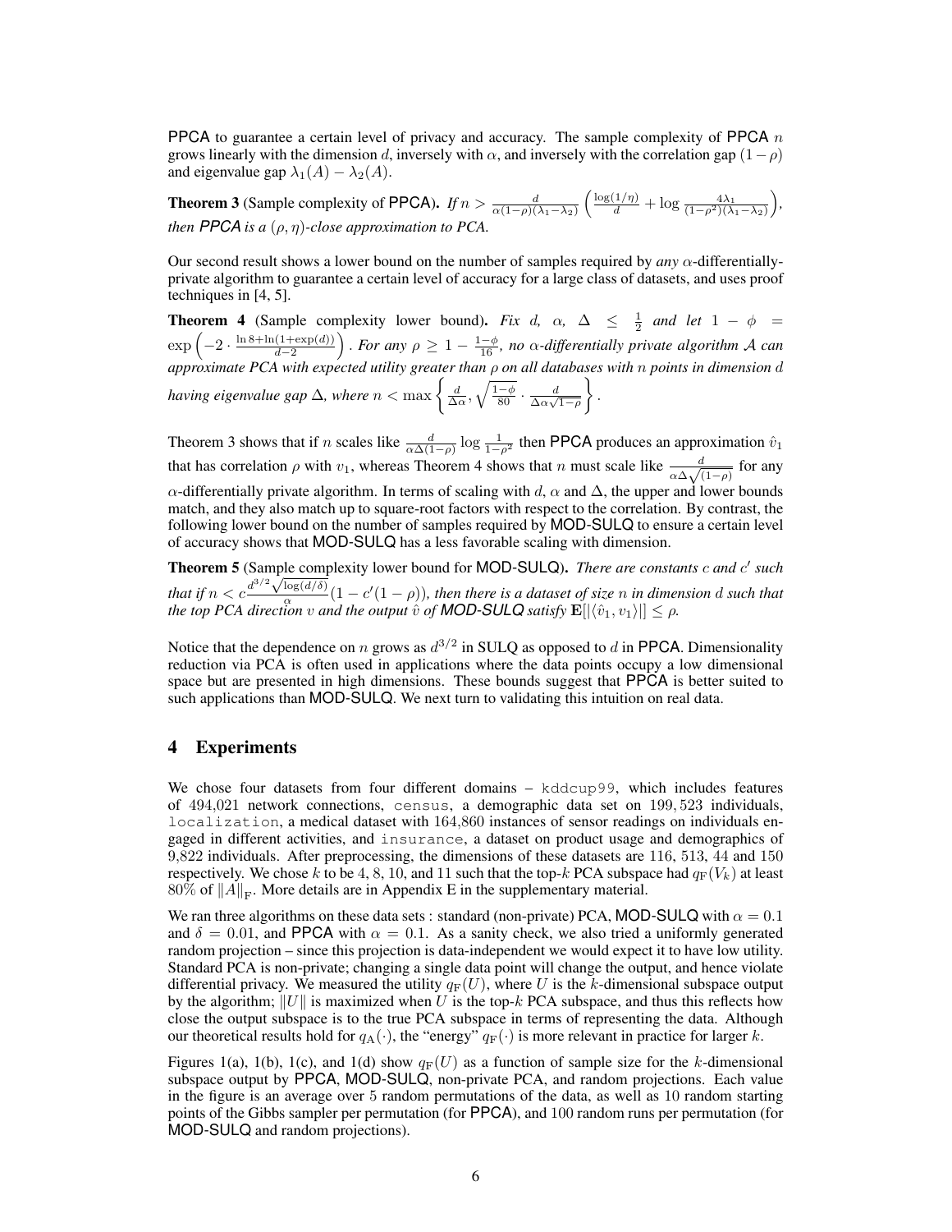PPCA to guarantee a certain level of privacy and accuracy. The sample complexity of PPCA $n$ grows linearly with the dimension $d$, inversely with $\alpha$, and inversely with the correlation gap $(1-\rho)$ and eigenvalue gap $\lambda_1(A) - \lambda_2(A)$.

**Theorem 3** (Sample complexity of PPCA). *If $n > \frac{d}{\alpha(1-\rho)(\lambda_1 - \lambda_2)} \left( \frac{\log(1/\eta)}{d} + \log \frac{4\lambda_1}{(1-\rho^2)(\lambda_1-\lambda_2)} \right)$, then PPCA is a $(\rho, \eta)$-close approximation to PCA.*

Our second result shows a lower bound on the number of samples required by *any* $\alpha$-differentially-private algorithm to guarantee a certain level of accuracy for a large class of datasets, and uses proof techniques in [4, 5].

**Theorem 4** (Sample complexity lower bound). *Fix $d$, $\alpha$, $\Delta \leq \frac{1}{2}$ and let $1 - \phi = \exp\left(-2 \cdot \frac{\ln 8 + \ln(1+\exp(d))}{d-2}\right)$. For any $\rho \geq 1 - \frac{1-\phi}{16}$, no $\alpha$-differentially private algorithm $\mathcal{A}$ can approximate PCA with expected utility greater than $\rho$ on all databases with $n$ points in dimension $d$ having eigenvalue gap $\Delta$, where $n < \max\left\{ \frac{d}{\Delta\alpha}, \sqrt{\frac{1-\phi}{80}} \cdot \frac{d}{\Delta\alpha\sqrt{1-\rho}} \right\}$.*

Theorem 3 shows that if $n$ scales like $\frac{d}{\alpha\Delta(1-\rho)} \log \frac{1}{1-\rho^2}$ then PPCA produces an approximation $\hat{v}_1$ that has correlation $\rho$ with $v_1$, whereas Theorem 4 shows that $n$ must scale like $\frac{d}{\alpha\Delta\sqrt{(1-\rho)}}$ for any $\alpha$-differentially private algorithm. In terms of scaling with $d$, $\alpha$ and $\Delta$, the upper and lower bounds match, and they also match up to square-root factors with respect to the correlation. By contrast, the following lower bound on the number of samples required by MOD-SULQ to ensure a certain level of accuracy shows that MOD-SULQ has a less favorable scaling with dimension.

**Theorem 5** (Sample complexity lower bound for MOD-SULQ). *There are constants $c$ and $c'$ such that if $n < c\frac{d^{3/2}\sqrt{\log(d/\delta)}}{\alpha}(1 - c'(1-\rho))$, then there is a dataset of size $n$ in dimension $d$ such that the top PCA direction $v$ and the output $\hat{v}$ of MOD-SULQ satisfy $\mathbf{E}[|\langle \hat{v}_1, v_1 \rangle|] \leq \rho$.*

Notice that the dependence on $n$ grows as $d^{3/2}$ in SULQ as opposed to $d$ in PPCA. Dimensionality reduction via PCA is often used in applications where the data points occupy a low dimensional space but are presented in high dimensions. These bounds suggest that PPCA is better suited to such applications than MOD-SULQ. We next turn to validating this intuition on real data.

## 4 Experiments

We chose four datasets from four different domains – `kddcup99`, which includes features of 494,021 network connections, `census`, a demographic data set on 199,523 individuals, `localization`, a medical dataset with 164,860 instances of sensor readings on individuals engaged in different activities, and `insurance`, a dataset on product usage and demographics of 9,822 individuals. After preprocessing, the dimensions of these datasets are 116, 513, 44 and 150 respectively. We chose $k$ to be 4, 8, 10, and 11 such that the top-$k$ PCA subspace had $q_F(V_k)$ at least 80% of $\|A\|_F$. More details are in Appendix E in the supplementary material.

We ran three algorithms on these data sets : standard (non-private) PCA, MOD-SULQ with $\alpha = 0.1$ and $\delta = 0.01$, and PPCA with $\alpha = 0.1$. As a sanity check, we also tried a uniformly generated random projection – since this projection is data-independent we would expect it to have low utility. Standard PCA is non-private; changing a single data point will change the output, and hence violate differential privacy. We measured the utility $q_F(U)$, where $U$ is the $k$-dimensional subspace output by the algorithm; $\|U\|$ is maximized when $U$ is the top-$k$ PCA subspace, and thus this reflects how close the output subspace is to the true PCA subspace in terms of representing the data. Although our theoretical results hold for $q_A(\cdot)$, the "energy" $q_F(\cdot)$ is more relevant in practice for larger $k$.

Figures 1(a), 1(b), 1(c), and 1(d) show $q_F(U)$ as a function of sample size for the $k$-dimensional subspace output by PPCA, MOD-SULQ, non-private PCA, and random projections. Each value in the figure is an average over 5 random permutations of the data, as well as 10 random starting points of the Gibbs sampler per permutation (for PPCA), and 100 random runs per permutation (for MOD-SULQ and random projections).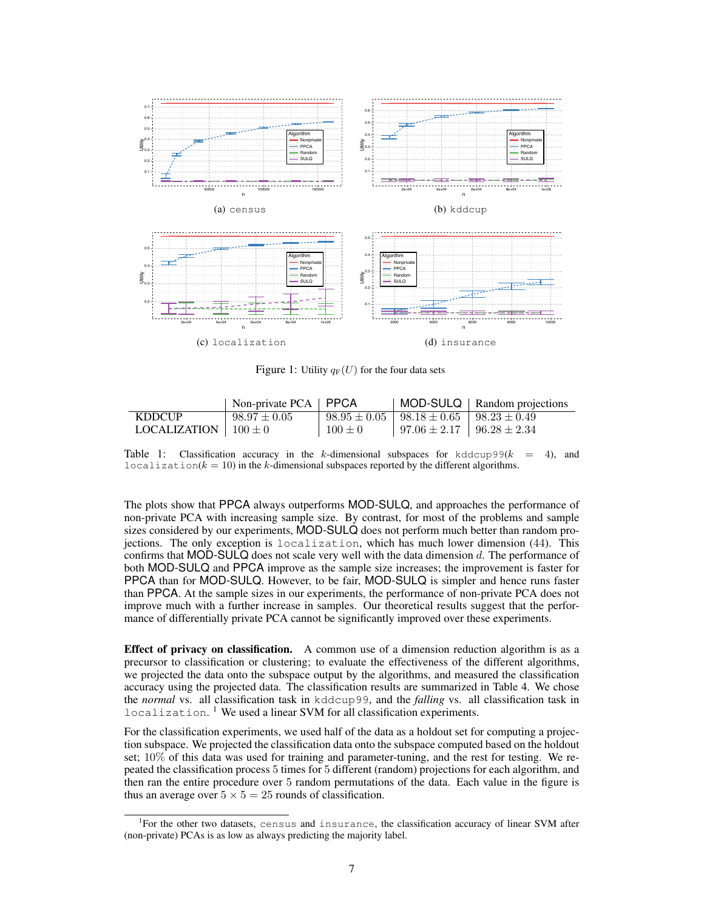(a) census

(b) kddcup

(c) localization

(d) insurance

Figure 1: Utility $q_{\mathrm{F}}(U)$ for the four data sets

| | Non-private PCA | PPCA | MOD-SULQ | Random projections |
|---|---|---|---|---|
| KDDCUP | $98.97 \pm 0.05$ | $98.95 \pm 0.05$ | $98.18 \pm 0.65$ | $98.23 \pm 0.49$ |
| LOCALIZATION | $100 \pm 0$ | $100 \pm 0$ | $97.06 \pm 2.17$ | $96.28 \pm 2.34$ |

Table 1: Classification accuracy in the $k$-dimensional subspaces for kddcup99($k = 4$), and localization($k = 10$) in the $k$-dimensional subspaces reported by the different algorithms.

The plots show that PPCA always outperforms MOD-SULQ, and approaches the performance of non-private PCA with increasing sample size. By contrast, for most of the problems and sample sizes considered by our experiments, MOD-SULQ does not perform much better than random projections. The only exception is localization, which has much lower dimension (44). This confirms that MOD-SULQ does not scale very well with the data dimension $d$. The performance of both MOD-SULQ and PPCA improve as the sample size increases; the improvement is faster for PPCA than for MOD-SULQ. However, to be fair, MOD-SULQ is simpler and hence runs faster than PPCA. At the sample sizes in our experiments, the performance of non-private PCA does not improve much with a further increase in samples. Our theoretical results suggest that the performance of differentially private PCA cannot be significantly improved over these experiments.

**Effect of privacy on classification.** A common use of a dimension reduction algorithm is as a precursor to classification or clustering; to evaluate the effectiveness of the different algorithms, we projected the data onto the subspace output by the algorithms, and measured the classification accuracy using the projected data. The classification results are summarized in Table 4. We chose the *normal* vs. all classification task in kddcup99, and the *falling* vs. all classification task in localization. [1] We used a linear SVM for all classification experiments.

For the classification experiments, we used half of the data as a holdout set for computing a projection subspace. We projected the classification data onto the subspace computed based on the holdout set; 10% of this data was used for training and parameter-tuning, and the rest for testing. We repeated the classification process 5 times for 5 different (random) projections for each algorithm, and then ran the entire procedure over 5 random permutations of the data. Each value in the figure is thus an average over $5 \times 5 = 25$ rounds of classification.

[1] For the other two datasets, census and insurance, the classification accuracy of linear SVM after (non-private) PCAs is as low as always predicting the majority label.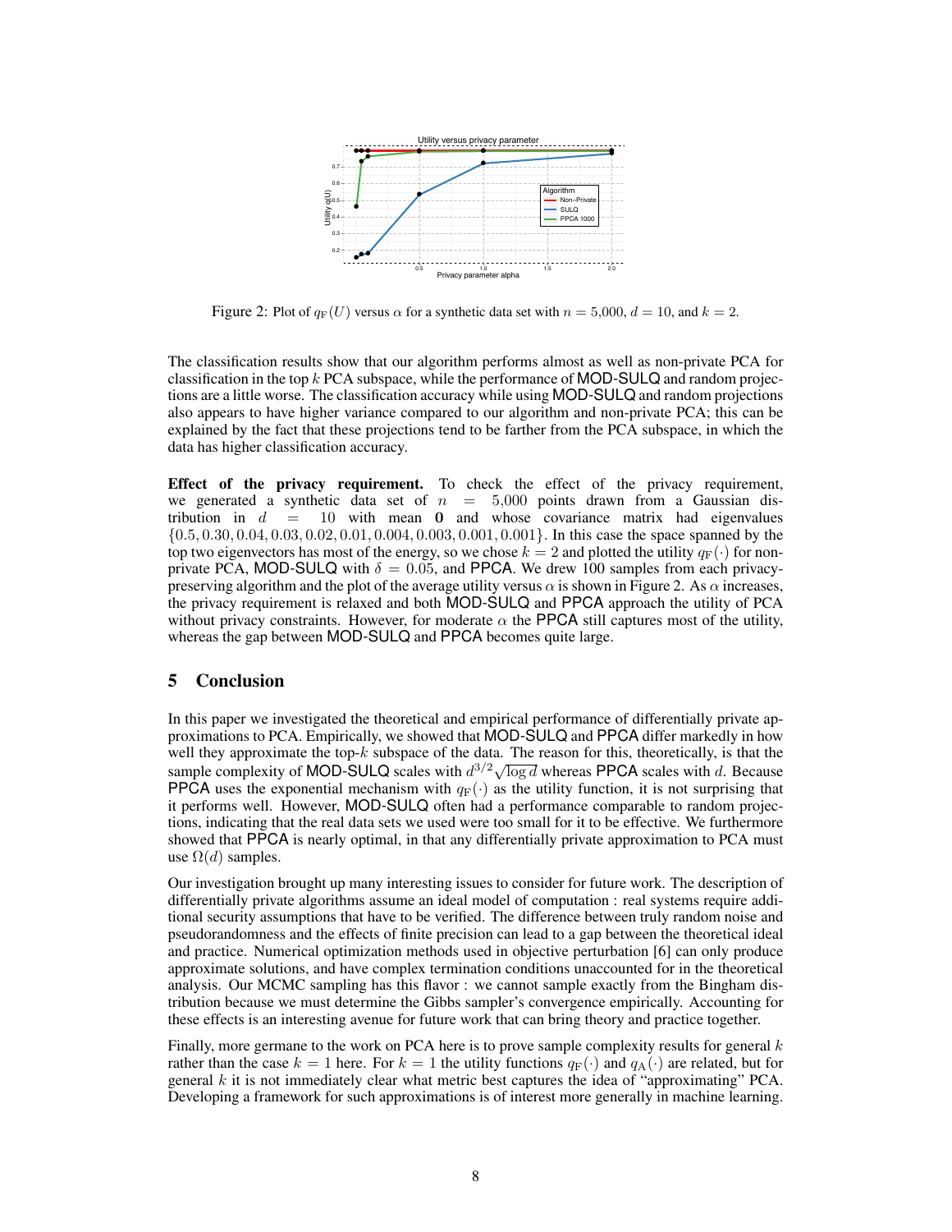Figure 2: Plot of $q_{\mathrm{F}}(U)$ versus $\alpha$ for a synthetic data set with $n = 5{,}000$, $d = 10$, and $k = 2$.

The classification results show that our algorithm performs almost as well as non-private PCA for classification in the top $k$ PCA subspace, while the performance of MOD-SULQ and random projections are a little worse. The classification accuracy while using MOD-SULQ and random projections also appears to have higher variance compared to our algorithm and non-private PCA; this can be explained by the fact that these projections tend to be farther from the PCA subspace, in which the data has higher classification accuracy.

**Effect of the privacy requirement.** To check the effect of the privacy requirement, we generated a synthetic data set of $n = 5{,}000$ points drawn from a Gaussian distribution in $d = 10$ with mean $\mathbf{0}$ and whose covariance matrix had eigenvalues $\{0.5, 0.30, 0.04, 0.03, 0.02, 0.01, 0.004, 0.003, 0.001, 0.001\}$. In this case the space spanned by the top two eigenvectors has most of the energy, so we chose $k = 2$ and plotted the utility $q_{\mathrm{F}}(\cdot)$ for non-private PCA, MOD-SULQ with $\delta = 0.05$, and PPCA. We drew 100 samples from each privacy-preserving algorithm and the plot of the average utility versus $\alpha$ is shown in Figure 2. As $\alpha$ increases, the privacy requirement is relaxed and both MOD-SULQ and PPCA approach the utility of PCA without privacy constraints. However, for moderate $\alpha$ the PPCA still captures most of the utility, whereas the gap between MOD-SULQ and PPCA becomes quite large.

## 5 Conclusion

In this paper we investigated the theoretical and empirical performance of differentially private approximations to PCA. Empirically, we showed that MOD-SULQ and PPCA differ markedly in how well they approximate the top-$k$ subspace of the data. The reason for this, theoretically, is that the sample complexity of MOD-SULQ scales with $d^{3/2}\sqrt{\log d}$ whereas PPCA scales with $d$. Because PPCA uses the exponential mechanism with $q_{\mathrm{F}}(\cdot)$ as the utility function, it is not surprising that it performs well. However, MOD-SULQ often had a performance comparable to random projections, indicating that the real data sets we used were too small for it to be effective. We furthermore showed that PPCA is nearly optimal, in that any differentially private approximation to PCA must use $\Omega(d)$ samples.

Our investigation brought up many interesting issues to consider for future work. The description of differentially private algorithms assume an ideal model of computation : real systems require additional security assumptions that have to be verified. The difference between truly random noise and pseudorandomness and the effects of finite precision can lead to a gap between the theoretical ideal and practice. Numerical optimization methods used in objective perturbation [6] can only produce approximate solutions, and have complex termination conditions unaccounted for in the theoretical analysis. Our MCMC sampling has this flavor : we cannot sample exactly from the Bingham distribution because we must determine the Gibbs sampler's convergence empirically. Accounting for these effects is an interesting avenue for future work that can bring theory and practice together.

Finally, more germane to the work on PCA here is to prove sample complexity results for general $k$ rather than the case $k = 1$ here. For $k = 1$ the utility functions $q_{\mathrm{F}}(\cdot)$ and $q_{\mathrm{A}}(\cdot)$ are related, but for general $k$ it is not immediately clear what metric best captures the idea of "approximating" PCA. Developing a framework for such approximations is of interest more generally in machine learning.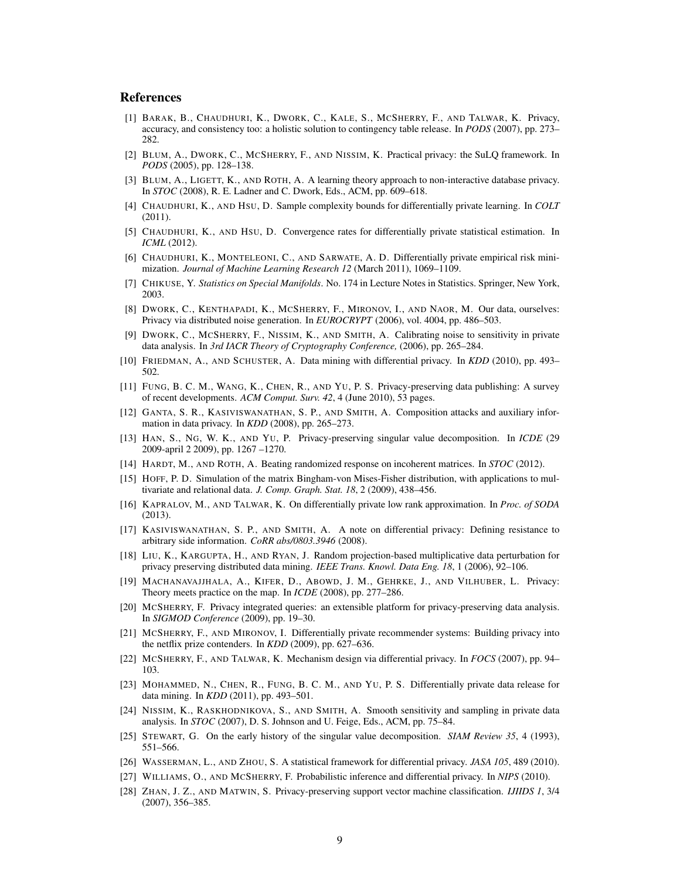## References

[1] Barak, B., Chaudhuri, K., Dwork, C., Kale, S., McSherry, F., and Talwar, K. Privacy, accuracy, and consistency too: a holistic solution to contingency table release. In *PODS* (2007), pp. 273–282.

[2] Blum, A., Dwork, C., McSherry, F., and Nissim, K. Practical privacy: the SuLQ framework. In *PODS* (2005), pp. 128–138.

[3] Blum, A., Ligett, K., and Roth, A. A learning theory approach to non-interactive database privacy. In *STOC* (2008), R. E. Ladner and C. Dwork, Eds., ACM, pp. 609–618.

[4] Chaudhuri, K., and Hsu, D. Sample complexity bounds for differentially private learning. In *COLT* (2011).

[5] Chaudhuri, K., and Hsu, D. Convergence rates for differentially private statistical estimation. In *ICML* (2012).

[6] Chaudhuri, K., Monteleoni, C., and Sarwate, A. D. Differentially private empirical risk minimization. *Journal of Machine Learning Research 12* (March 2011), 1069–1109.

[7] Chikuse, Y. *Statistics on Special Manifolds*. No. 174 in Lecture Notes in Statistics. Springer, New York, 2003.

[8] Dwork, C., Kenthapadi, K., McSherry, F., Mironov, I., and Naor, M. Our data, ourselves: Privacy via distributed noise generation. In *EUROCRYPT* (2006), vol. 4004, pp. 486–503.

[9] Dwork, C., McSherry, F., Nissim, K., and Smith, A. Calibrating noise to sensitivity in private data analysis. In *3rd IACR Theory of Cryptography Conference,* (2006), pp. 265–284.

[10] Friedman, A., and Schuster, A. Data mining with differential privacy. In *KDD* (2010), pp. 493–502.

[11] Fung, B. C. M., Wang, K., Chen, R., and Yu, P. S. Privacy-preserving data publishing: A survey of recent developments. *ACM Comput. Surv. 42*, 4 (June 2010), 53 pages.

[12] Ganta, S. R., Kasiviswanathan, S. P., and Smith, A. Composition attacks and auxiliary information in data privacy. In *KDD* (2008), pp. 265–273.

[13] Han, S., Ng, W. K., and Yu, P. Privacy-preserving singular value decomposition. In *ICDE* (29 2009-april 2 2009), pp. 1267 –1270.

[14] Hardt, M., and Roth, A. Beating randomized response on incoherent matrices. In *STOC* (2012).

[15] Hoff, P. D. Simulation of the matrix Bingham-von Mises-Fisher distribution, with applications to multivariate and relational data. *J. Comp. Graph. Stat. 18*, 2 (2009), 438–456.

[16] Kapralov, M., and Talwar, K. On differentially private low rank approximation. In *Proc. of SODA* (2013).

[17] Kasiviswanathan, S. P., and Smith, A. A note on differential privacy: Defining resistance to arbitrary side information. *CoRR abs/0803.3946* (2008).

[18] Liu, K., Kargupta, H., and Ryan, J. Random projection-based multiplicative data perturbation for privacy preserving distributed data mining. *IEEE Trans. Knowl. Data Eng. 18*, 1 (2006), 92–106.

[19] Machanavajjhala, A., Kifer, D., Abowd, J. M., Gehrke, J., and Vilhuber, L. Privacy: Theory meets practice on the map. In *ICDE* (2008), pp. 277–286.

[20] McSherry, F. Privacy integrated queries: an extensible platform for privacy-preserving data analysis. In *SIGMOD Conference* (2009), pp. 19–30.

[21] McSherry, F., and Mironov, I. Differentially private recommender systems: Building privacy into the netflix prize contenders. In *KDD* (2009), pp. 627–636.

[22] McSherry, F., and Talwar, K. Mechanism design via differential privacy. In *FOCS* (2007), pp. 94–103.

[23] Mohammed, N., Chen, R., Fung, B. C. M., and Yu, P. S. Differentially private data release for data mining. In *KDD* (2011), pp. 493–501.

[24] Nissim, K., Raskhodnikova, S., and Smith, A. Smooth sensitivity and sampling in private data analysis. In *STOC* (2007), D. S. Johnson and U. Feige, Eds., ACM, pp. 75–84.

[25] Stewart, G. On the early history of the singular value decomposition. *SIAM Review 35*, 4 (1993), 551–566.

[26] Wasserman, L., and Zhou, S. A statistical framework for differential privacy. *JASA 105*, 489 (2010).

[27] Williams, O., and McSherry, F. Probabilistic inference and differential privacy. In *NIPS* (2010).

[28] Zhan, J. Z., and Matwin, S. Privacy-preserving support vector machine classification. *IJIIDS 1*, 3/4 (2007), 356–385.